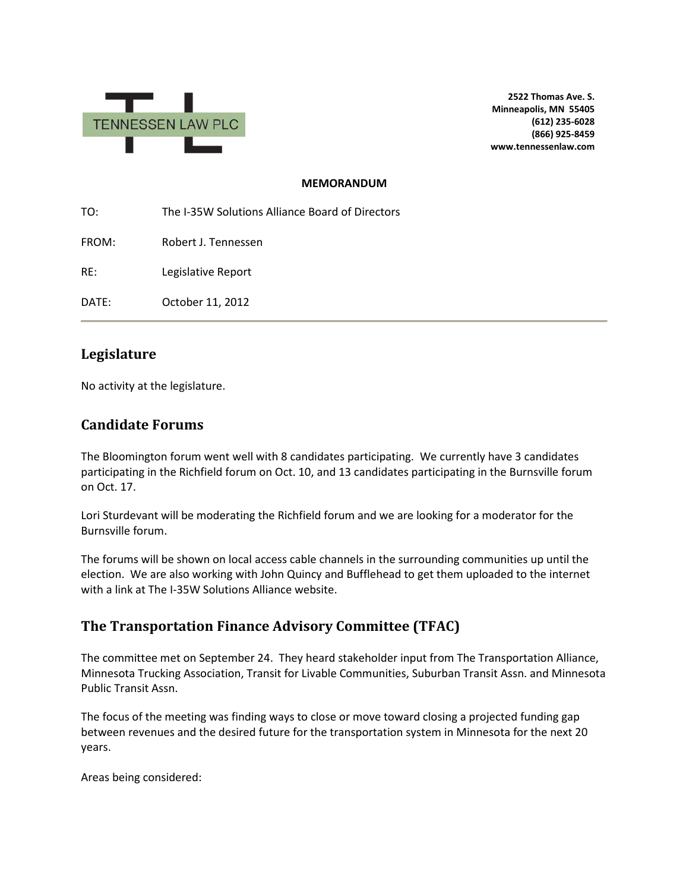TENNESSEN LAW PLC

**2522 Thomas Ave. S.**
**Minneapolis, MN 55405**
**(612) 235-6028**
**(866) 925-8459**
**www.tennessenlaw.com**

**MEMORANDUM**

TO: The I-35W Solutions Alliance Board of Directors

FROM: Robert J. Tennessen

RE: Legislative Report

DATE: October 11, 2012

## Legislature

No activity at the legislature.

## Candidate Forums

The Bloomington forum went well with 8 candidates participating. We currently have 3 candidates participating in the Richfield forum on Oct. 10, and 13 candidates participating in the Burnsville forum on Oct. 17.

Lori Sturdevant will be moderating the Richfield forum and we are looking for a moderator for the Burnsville forum.

The forums will be shown on local access cable channels in the surrounding communities up until the election. We are also working with John Quincy and Bufflehead to get them uploaded to the internet with a link at The I-35W Solutions Alliance website.

## The Transportation Finance Advisory Committee (TFAC)

The committee met on September 24. They heard stakeholder input from The Transportation Alliance, Minnesota Trucking Association, Transit for Livable Communities, Suburban Transit Assn. and Minnesota Public Transit Assn.

The focus of the meeting was finding ways to close or move toward closing a projected funding gap between revenues and the desired future for the transportation system in Minnesota for the next 20 years.

Areas being considered: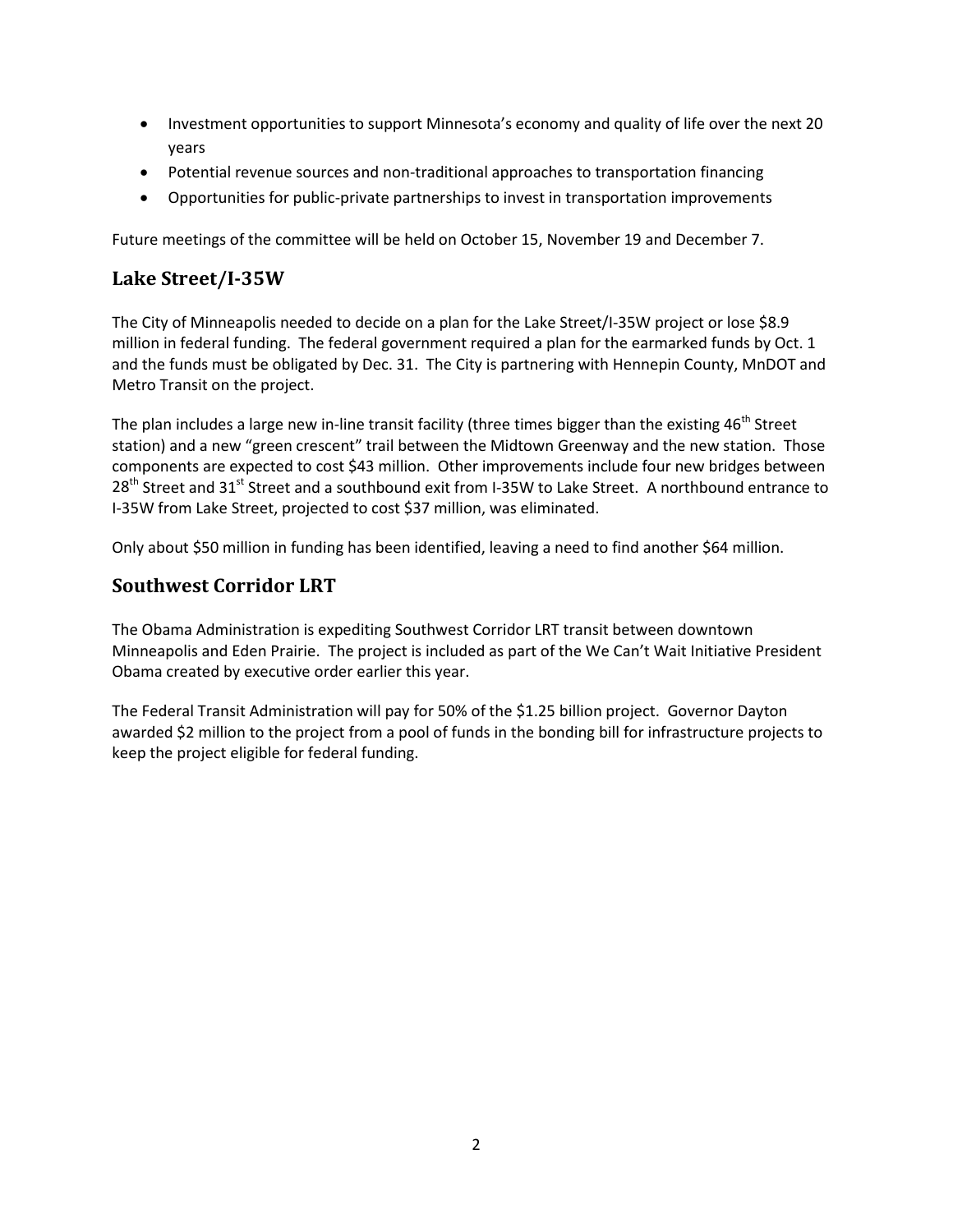- Investment opportunities to support Minnesota's economy and quality of life over the next 20 years
- Potential revenue sources and non-traditional approaches to transportation financing
- Opportunities for public-private partnerships to invest in transportation improvements

Future meetings of the committee will be held on October 15, November 19 and December 7.

## Lake Street/I-35W

The City of Minneapolis needed to decide on a plan for the Lake Street/I-35W project or lose $8.9 million in federal funding. The federal government required a plan for the earmarked funds by Oct. 1 and the funds must be obligated by Dec. 31. The City is partnering with Hennepin County, MnDOT and Metro Transit on the project.

The plan includes a large new in-line transit facility (three times bigger than the existing 46th Street station) and a new "green crescent" trail between the Midtown Greenway and the new station. Those components are expected to cost $43 million. Other improvements include four new bridges between 28th Street and 31st Street and a southbound exit from I-35W to Lake Street. A northbound entrance to I-35W from Lake Street, projected to cost $37 million, was eliminated.

Only about $50 million in funding has been identified, leaving a need to find another $64 million.

## Southwest Corridor LRT

The Obama Administration is expediting Southwest Corridor LRT transit between downtown Minneapolis and Eden Prairie. The project is included as part of the We Can't Wait Initiative President Obama created by executive order earlier this year.

The Federal Transit Administration will pay for 50% of the $1.25 billion project. Governor Dayton awarded $2 million to the project from a pool of funds in the bonding bill for infrastructure projects to keep the project eligible for federal funding.